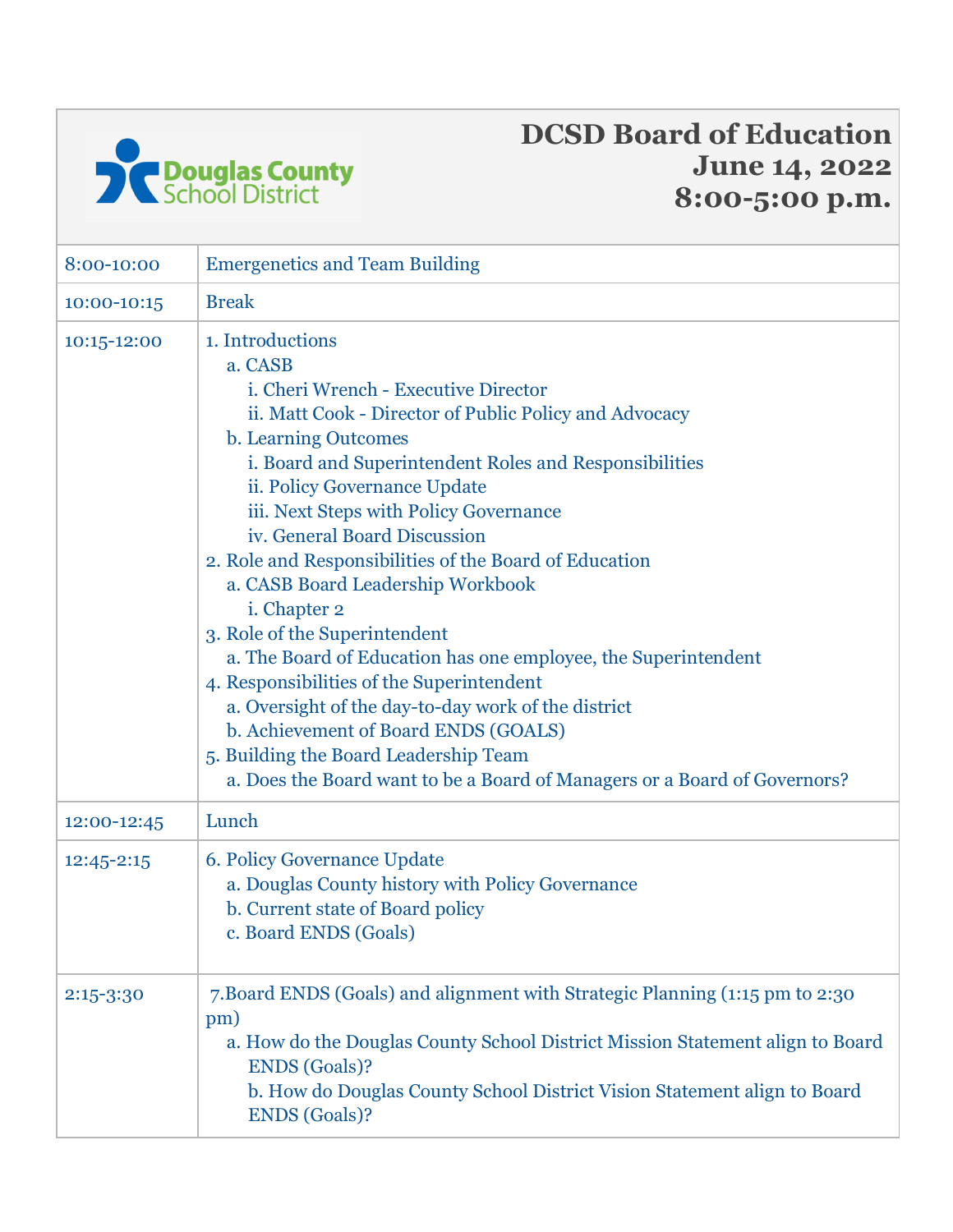# DCSD Board of Education
## June 14, 2022
## 8:00-5:00 p.m.

| | |
|---|---|
| 8:00-10:00 | Emergenetics and Team Building |
| 10:00-10:15 | Break |
| 10:15-12:00 | 1. Introductions<br>&nbsp;&nbsp;a. CASB<br>&nbsp;&nbsp;&nbsp;&nbsp;i. Cheri Wrench - Executive Director<br>&nbsp;&nbsp;&nbsp;&nbsp;ii. Matt Cook - Director of Public Policy and Advocacy<br>&nbsp;&nbsp;b. Learning Outcomes<br>&nbsp;&nbsp;&nbsp;&nbsp;i. Board and Superintendent Roles and Responsibilities<br>&nbsp;&nbsp;&nbsp;&nbsp;ii. Policy Governance Update<br>&nbsp;&nbsp;&nbsp;&nbsp;iii. Next Steps with Policy Governance<br>&nbsp;&nbsp;&nbsp;&nbsp;iv. General Board Discussion<br>2. Role and Responsibilities of the Board of Education<br>&nbsp;&nbsp;a. CASB Board Leadership Workbook<br>&nbsp;&nbsp;&nbsp;&nbsp;i. Chapter 2<br>3. Role of the Superintendent<br>&nbsp;&nbsp;a. The Board of Education has one employee, the Superintendent<br>4. Responsibilities of the Superintendent<br>&nbsp;&nbsp;a. Oversight of the day-to-day work of the district<br>&nbsp;&nbsp;b. Achievement of Board ENDS (GOALS)<br>5. Building the Board Leadership Team<br>&nbsp;&nbsp;a. Does the Board want to be a Board of Managers or a Board of Governors? |
| 12:00-12:45 | Lunch |
| 12:45-2:15 | 6. Policy Governance Update<br>&nbsp;&nbsp;a. Douglas County history with Policy Governance<br>&nbsp;&nbsp;b. Current state of Board policy<br>&nbsp;&nbsp;c. Board ENDS (Goals) |
| 2:15-3:30 | 7.Board ENDS (Goals) and alignment with Strategic Planning (1:15 pm to 2:30 pm)<br>&nbsp;&nbsp;a. How do the Douglas County School District Mission Statement align to Board ENDS (Goals)?<br>&nbsp;&nbsp;b. How do Douglas County School District Vision Statement align to Board ENDS (Goals)? |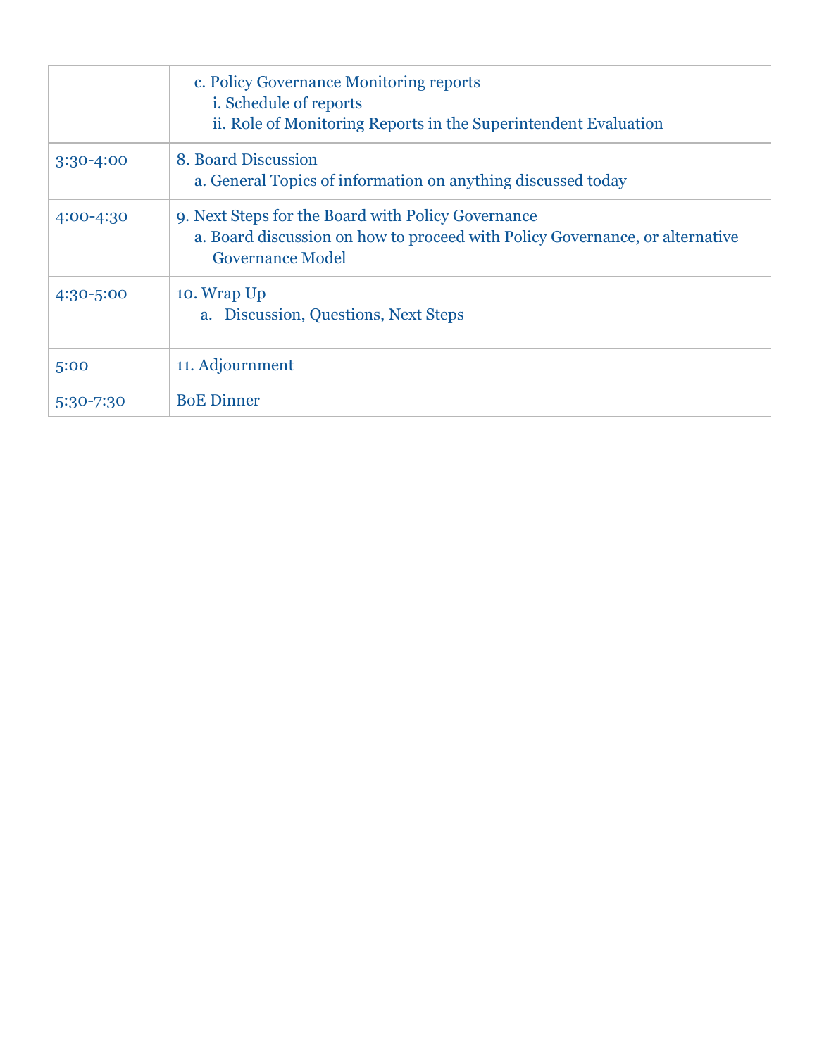| | |
|---|---|
| | c. Policy Governance Monitoring reports<br>i. Schedule of reports<br>ii. Role of Monitoring Reports in the Superintendent Evaluation |
| 3:30-4:00 | 8. Board Discussion<br>a. General Topics of information on anything discussed today |
| 4:00-4:30 | 9. Next Steps for the Board with Policy Governance<br>a. Board discussion on how to proceed with Policy Governance, or alternative Governance Model |
| 4:30-5:00 | 10. Wrap Up<br>a. Discussion, Questions, Next Steps |
| 5:00 | 11. Adjournment |
| 5:30-7:30 | BoE Dinner |